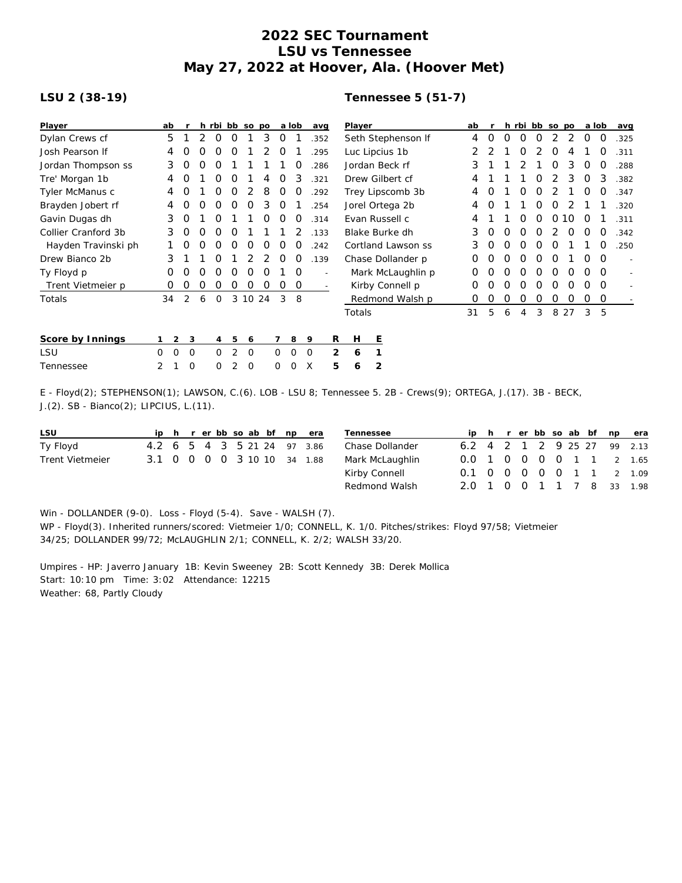# 2022 SEC Tournament
# LSU vs Tennessee
# May 27, 2022 at Hoover, Ala. (Hoover Met)

## LSU 2 (38-19)

| Player | ab | r | h | rbi | bb | so | po | a | lob | avg |
|---|---|---|---|---|---|---|---|---|---|---|
| Dylan Crews cf | 5 | 1 | 2 | 0 | 0 | 1 | 3 | 0 | 1 | .352 |
| Josh Pearson lf | 4 | 0 | 0 | 0 | 0 | 1 | 2 | 0 | 1 | .295 |
| Jordan Thompson ss | 3 | 0 | 0 | 0 | 1 | 1 | 1 | 1 | 0 | .286 |
| Tre' Morgan 1b | 4 | 0 | 1 | 0 | 0 | 1 | 4 | 0 | 3 | .321 |
| Tyler McManus c | 4 | 0 | 1 | 0 | 0 | 2 | 8 | 0 | 0 | .292 |
| Brayden Jobert rf | 4 | 0 | 0 | 0 | 0 | 0 | 3 | 0 | 1 | .254 |
| Gavin Dugas dh | 3 | 0 | 1 | 0 | 1 | 1 | 0 | 0 | 0 | .314 |
| Collier Cranford 3b | 3 | 0 | 0 | 0 | 0 | 1 | 1 | 1 | 2 | .133 |
| Hayden Travinski ph | 1 | 0 | 0 | 0 | 0 | 0 | 0 | 0 | 0 | .242 |
| Drew Bianco 2b | 3 | 1 | 1 | 0 | 1 | 2 | 2 | 0 | 0 | .139 |
| Ty Floyd p | 0 | 0 | 0 | 0 | 0 | 0 | 0 | 1 | 0 | - |
| Trent Vietmeier p | 0 | 0 | 0 | 0 | 0 | 0 | 0 | 0 | 0 | - |
| Totals | 34 | 2 | 6 | 0 | 3 | 10 | 24 | 3 | 8 | |

## Tennessee 5 (51-7)

| Player | ab | r | h | rbi | bb | so | po | a | lob | avg |
|---|---|---|---|---|---|---|---|---|---|---|
| Seth Stephenson lf | 4 | 0 | 0 | 0 | 0 | 2 | 2 | 0 | 0 | .325 |
| Luc Lipcius 1b | 2 | 2 | 1 | 0 | 2 | 0 | 4 | 1 | 0 | .311 |
| Jordan Beck rf | 3 | 1 | 1 | 2 | 1 | 0 | 3 | 0 | 0 | .288 |
| Drew Gilbert cf | 4 | 1 | 1 | 1 | 0 | 2 | 3 | 0 | 3 | .382 |
| Trey Lipscomb 3b | 4 | 0 | 1 | 0 | 0 | 2 | 1 | 0 | 0 | .347 |
| Jorel Ortega 2b | 4 | 0 | 1 | 1 | 0 | 0 | 2 | 1 | 1 | .320 |
| Evan Russell c | 4 | 1 | 1 | 0 | 0 | 0 | 10 | 0 | 1 | .311 |
| Blake Burke dh | 3 | 0 | 0 | 0 | 0 | 2 | 0 | 0 | 0 | .342 |
| Cortland Lawson ss | 3 | 0 | 0 | 0 | 0 | 0 | 1 | 1 | 0 | .250 |
| Chase Dollander p | 0 | 0 | 0 | 0 | 0 | 0 | 1 | 0 | 0 | - |
| Mark McLaughlin p | 0 | 0 | 0 | 0 | 0 | 0 | 0 | 0 | 0 | - |
| Kirby Connell p | 0 | 0 | 0 | 0 | 0 | 0 | 0 | 0 | 0 | - |
| Redmond Walsh p | 0 | 0 | 0 | 0 | 0 | 0 | 0 | 0 | 0 | - |
| Totals | 31 | 5 | 6 | 4 | 3 | 8 | 27 | 3 | 5 | |

| Score by Innings | 1 | 2 | 3 | 4 | 5 | 6 | 7 | 8 | 9 | R | H | E |
|---|---|---|---|---|---|---|---|---|---|---|---|---|
| LSU | 0 | 0 | 0 | 0 | 2 | 0 | 0 | 0 | 0 | 2 | 6 | 1 |
| Tennessee | 2 | 1 | 0 | 0 | 2 | 0 | 0 | 0 | X | 5 | 6 | 2 |

E - Floyd(2); STEPHENSON(1); LAWSON, C.(6). LOB - LSU 8; Tennessee 5. 2B - Crews(9); ORTEGA, J.(17). 3B - BECK, J.(2). SB - Bianco(2); LIPCIUS, L.(11).

| LSU | ip | h | r | er | bb | so | ab | bf | np | era |
|---|---|---|---|---|---|---|---|---|---|---|
| Ty Floyd | 4.2 | 6 | 5 | 4 | 3 | 5 | 21 | 24 | 97 | 3.86 |
| Trent Vietmeier | 3.1 | 0 | 0 | 0 | 0 | 3 | 10 | 10 | 34 | 1.88 |

| Tennessee | ip | h | r | er | bb | so | ab | bf | np | era |
|---|---|---|---|---|---|---|---|---|---|---|
| Chase Dollander | 6.2 | 4 | 2 | 1 | 2 | 9 | 25 | 27 | 99 | 2.13 |
| Mark McLaughlin | 0.0 | 1 | 0 | 0 | 0 | 0 | 1 | 1 | 2 | 1.65 |
| Kirby Connell | 0.1 | 0 | 0 | 0 | 0 | 0 | 1 | 1 | 2 | 1.09 |
| Redmond Walsh | 2.0 | 1 | 0 | 0 | 1 | 1 | 7 | 8 | 33 | 1.98 |

Win - DOLLANDER (9-0). Loss - Floyd (5-4). Save - WALSH (7).
WP - Floyd(3). Inherited runners/scored: Vietmeier 1/0; CONNELL, K. 1/0. Pitches/strikes: Floyd 97/58; Vietmeier 34/25; DOLLANDER 99/72; McLAUGHLIN 2/1; CONNELL, K. 2/2; WALSH 33/20.

Umpires - HP: Javerro January 1B: Kevin Sweeney 2B: Scott Kennedy 3B: Derek Mollica
Start: 10:10 pm Time: 3:02 Attendance: 12215
Weather: 68, Partly Cloudy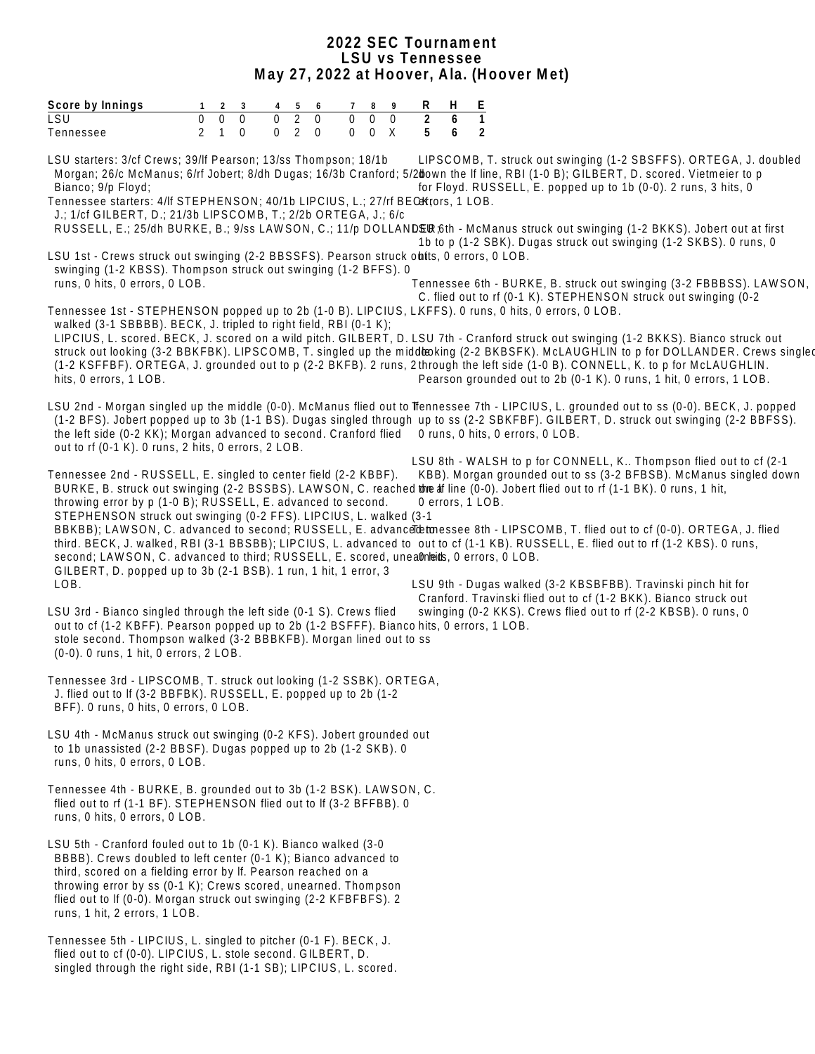# 2022 SEC Tournament
## LSU vs Tennessee
### May 27, 2022 at Hoover, Ala. (Hoover Met)

| Score by Innings | 1 | 2 | 3 | 4 | 5 | 6 | 7 | 8 | 9 | R | H | E |
|---|---|---|---|---|---|---|---|---|---|---|---|---|
| LSU | 0 | 0 | 0 | 0 | 2 | 0 | 0 | 0 | 0 | 2 | 6 | 1 |
| Tennessee | 2 | 1 | 0 | 0 | 2 | 0 | 0 | 0 | X | 5 | 6 | 2 |

LSU starters: 3/cf Crews; 39/lf Pearson; 13/ss Thompson; 18/1b Morgan; 26/c McManus; 6/rf Jobert; 8/dh Dugas; 16/3b Cranford; 5/2b Bianco; 9/p Floyd;

Tennessee starters: 4/lf STEPHENSON; 40/1b LIPCIUS, L.; 27/rf BECK, J.; 1/cf GILBERT, D.; 21/3b LIPSCOMB, T.; 2/2b ORTEGA, J.; 6/c RUSSELL, E.; 25/dh BURKE, B.; 9/ss LAWSON, C.; 11/p DOLLANDER;

LSU 1st - Crews struck out swinging (2-2 BBSSFS). Pearson struck out swinging (1-2 KBSS). Thompson struck out swinging (1-2 BFFS). 0 runs, 0 hits, 0 errors, 0 LOB.

Tennessee 1st - STEPHENSON popped up to 2b (1-0 B). LIPCIUS, L. walked (3-1 SBBBB). BECK, J. tripled to right field, RBI (0-1 K); LIPCIUS, L. scored. BECK, J. scored on a wild pitch. GILBERT, D. struck out looking (3-2 BBKFBK). LIPSCOMB, T. singled up the middle (1-2 KSFFBF). ORTEGA, J. grounded out to p (2-2 BKFB). 2 runs, 2 hits, 0 errors, 1 LOB.

LSU 2nd - Morgan singled up the middle (0-0). McManus flied out to rf (1-2 BFS). Jobert popped up to 3b (1-1 BS). Dugas singled through the left side (0-2 KK); Morgan advanced to second. Cranford flied out to rf (0-1 K). 0 runs, 2 hits, 0 errors, 2 LOB.

Tennessee 2nd - RUSSELL, E. singled to center field (2-2 KBBF). BURKE, B. struck out swinging (2-2 BSSBS). LAWSON, C. reached on a throwing error by p (1-0 B); RUSSELL, E. advanced to second. STEPHENSON struck out swinging (0-2 FFS). LIPCIUS, L. walked (3-1 BBKBB); LAWSON, C. advanced to second; RUSSELL, E. advanced to third. BECK, J. walked, RBI (3-1 BBSBB); LIPCIUS, L. advanced to second; LAWSON, C. advanced to third; RUSSELL, E. scored, unearned. GILBERT, D. popped up to 3b (2-1 BSB). 1 run, 1 hit, 1 error, 3 LOB.

LSU 3rd - Bianco singled through the left side (0-1 S). Crews flied out to cf (1-2 KBFF). Pearson popped up to 2b (1-2 BSFFF). Bianco stole second. Thompson walked (3-2 BBBKFB). Morgan lined out to ss (0-0). 0 runs, 1 hit, 0 errors, 2 LOB.

Tennessee 3rd - LIPSCOMB, T. struck out looking (1-2 SSBK). ORTEGA, J. flied out to lf (3-2 BBFBK). RUSSELL, E. popped up to 2b (1-2 BFF). 0 runs, 0 hits, 0 errors, 0 LOB.

LSU 4th - McManus struck out swinging (0-2 KFS). Jobert grounded out to 1b unassisted (2-2 BBSF). Dugas popped up to 2b (1-2 SKB). 0 runs, 0 hits, 0 errors, 0 LOB.

Tennessee 4th - BURKE, B. grounded out to 3b (1-2 BSK). LAWSON, C. flied out to rf (1-1 BF). STEPHENSON flied out to lf (3-2 BFFBB). 0 runs, 0 hits, 0 errors, 0 LOB.

LSU 5th - Cranford fouled out to 1b (0-1 K). Bianco walked (3-0 BBBB). Crews doubled to left center (0-1 K); Bianco advanced to third, scored on a fielding error by lf. Pearson reached on a throwing error by ss (0-1 K); Crews scored, unearned. Thompson flied out to lf (0-0). Morgan struck out swinging (2-2 KFBFBFS). 2 runs, 1 hit, 2 errors, 1 LOB.

Tennessee 5th - LIPCIUS, L. singled to pitcher (0-1 F). BECK, J. flied out to cf (0-0). LIPCIUS, L. stole second. GILBERT, D. singled through the right side, RBI (1-1 SB); LIPCIUS, L. scored. LIPSCOMB, T. struck out swinging (1-2 SBSFFS). ORTEGA, J. doubled down the lf line, RBI (1-0 B); GILBERT, D. scored. Vietmeier to p for Floyd. RUSSELL, E. popped up to 1b (0-0). 2 runs, 3 hits, 0 errors, 1 LOB.

LSU 6th - McManus struck out swinging (1-2 BKKS). Jobert out at first 1b to p (1-2 SBK). Dugas struck out swinging (1-2 SKBS). 0 runs, 0 hits, 0 errors, 0 LOB.

Tennessee 6th - BURKE, B. struck out swinging (3-2 FBBBSS). LAWSON, C. flied out to rf (0-1 K). STEPHENSON struck out swinging (0-2 KFFS). 0 runs, 0 hits, 0 errors, 0 LOB.

LSU 7th - Cranford struck out swinging (1-2 BKKS). Bianco struck out looking (2-2 BKBSFK). McLAUGHLIN to p for DOLLANDER. Crews singled through the left side (1-0 B). CONNELL, K. to p for McLAUGHLIN. Pearson grounded out to 2b (0-1 K). 0 runs, 1 hit, 0 errors, 1 LOB.

Tennessee 7th - LIPCIUS, L. grounded out to ss (0-0). BECK, J. popped up to ss (2-2 SBKFBF). GILBERT, D. struck out swinging (2-2 BBFSS). 0 runs, 0 hits, 0 errors, 0 LOB.

LSU 8th - WALSH to p for CONNELL, K.. Thompson flied out to cf (2-1 KBB). Morgan grounded out to ss (3-2 BFBSB). McManus singled down the lf line (0-0). Jobert flied out to rf (1-1 BK). 0 runs, 1 hit, 0 errors, 1 LOB.

Tennessee 8th - LIPSCOMB, T. flied out to cf (0-0). ORTEGA, J. flied out to cf (1-1 KB). RUSSELL, E. flied out to rf (1-2 KBS). 0 runs, 0 hits, 0 errors, 0 LOB.

LSU 9th - Dugas walked (3-2 KBSBFBB). Travinski pinch hit for Cranford. Travinski flied out to cf (1-2 BKK). Bianco struck out swinging (0-2 KKS). Crews flied out to rf (2-2 KKSB). 0 runs, 0 hits, 0 errors, 1 LOB.